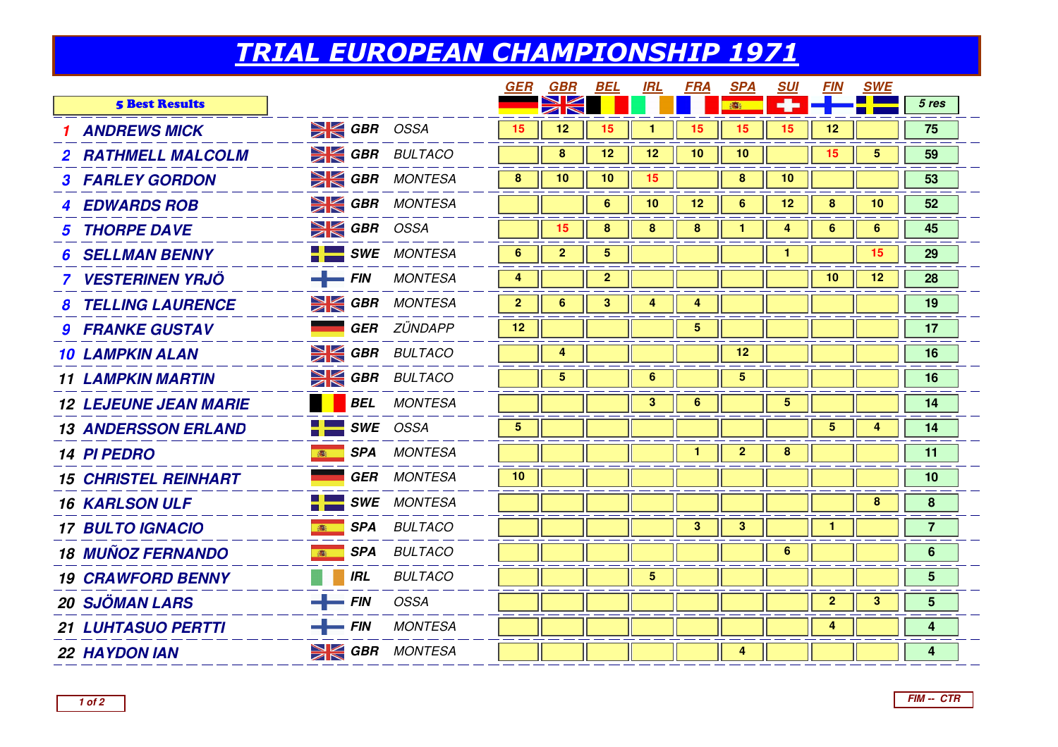# TRIAL EUROPEAN CHAMPIONSHIP 1971

| 5 Best Results | | | GER | GBR | BEL | IRL | FRA | SPA | SUI | FIN | SWE | 5 res |
|---|---|---|---|---|---|---|---|---|---|---|---|---|
| 1 ANDREWS MICK | GBR | OSSA | 15 | 12 | 15 | 1 | 15 | 15 | 15 | 12 | | 75 |
| 2 RATHMELL MALCOLM | GBR | BULTACO | | 8 | 12 | 12 | 10 | 10 | | 15 | 5 | 59 |
| 3 FARLEY GORDON | GBR | MONTESA | 8 | 10 | 10 | 15 | | 8 | 10 | | | 53 |
| 4 EDWARDS ROB | GBR | MONTESA | | | 6 | 10 | 12 | 6 | 12 | 8 | 10 | 52 |
| 5 THORPE DAVE | GBR | OSSA | | 15 | 8 | 8 | 8 | 1 | 4 | 6 | 6 | 45 |
| 6 SELLMAN BENNY | SWE | MONTESA | 6 | 2 | 5 | | | | 1 | | 15 | 29 |
| 7 VESTERINEN YRJÖ | FIN | MONTESA | 4 | | 2 | | | | | 10 | 12 | 28 |
| 8 TELLING LAURENCE | GBR | MONTESA | 2 | 6 | 3 | 4 | 4 | | | | | 19 |
| 9 FRANKE GUSTAV | GER | ZÜNDAPP | 12 | | | | 5 | | | | | 17 |
| 10 LAMPKIN ALAN | GBR | BULTACO | | 4 | | | | 12 | | | | 16 |
| 11 LAMPKIN MARTIN | GBR | BULTACO | | 5 | | 6 | | 5 | | | | 16 |
| 12 LEJEUNE JEAN MARIE | BEL | MONTESA | | | | 3 | 6 | | 5 | | | 14 |
| 13 ANDERSSON ERLAND | SWE | OSSA | 5 | | | | | | | 5 | 4 | 14 |
| 14 PI PEDRO | SPA | MONTESA | | | | | 1 | 2 | 8 | | | 11 |
| 15 CHRISTEL REINHART | GER | MONTESA | 10 | | | | | | | | | 10 |
| 16 KARLSON ULF | SWE | MONTESA | | | | | | | | | 8 | 8 |
| 17 BULTO IGNACIO | SPA | BULTACO | | | | | 3 | 3 | | 1 | | 7 |
| 18 MUÑOZ FERNANDO | SPA | BULTACO | | | | | | | 6 | | | 6 |
| 19 CRAWFORD BENNY | IRL | BULTACO | | | | 5 | | | | | | 5 |
| 20 SJÖMAN LARS | FIN | OSSA | | | | | | | | 2 | 3 | 5 |
| 21 LUHTASUO PERTTI | FIN | MONTESA | | | | | | | | 4 | | 4 |
| 22 HAYDON IAN | GBR | MONTESA | | | | | | 4 | | | | 4 |

FIM -- CTR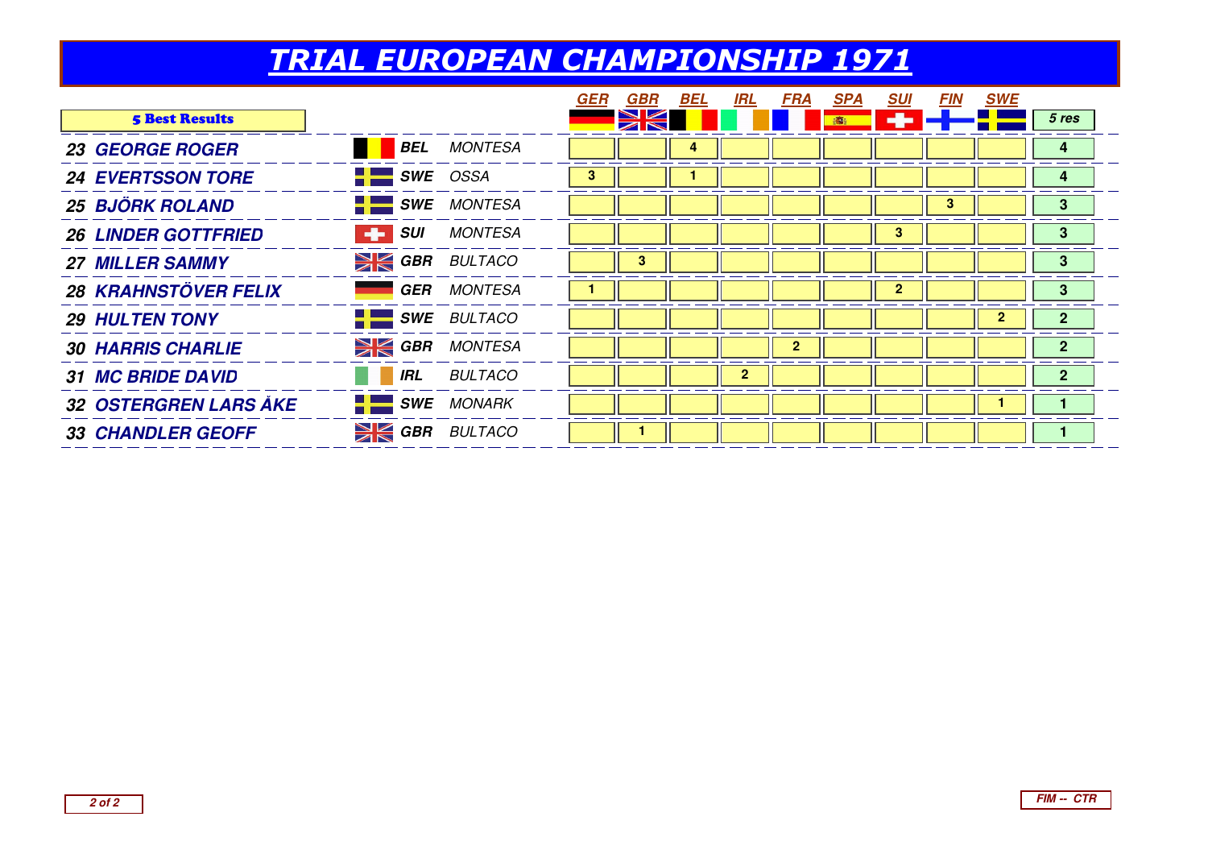# TRIAL EUROPEAN CHAMPIONSHIP 1971

| 5 Best Results | | | GER | GBR | BEL | IRL | FRA | SPA | SUI | FIN | SWE | 5 res |
|---|---|---|---|---|---|---|---|---|---|---|---|---|
| 23 GEORGE ROGER | BEL | MONTESA | | | 4 | | | | | | | 4 |
| 24 EVERTSSON TORE | SWE | OSSA | 3 | | 1 | | | | | | | 4 |
| 25 BJÖRK ROLAND | SWE | MONTESA | | | | | | | | 3 | | 3 |
| 26 LINDER GOTTFRIED | SUI | MONTESA | | | | | | | 3 | | | 3 |
| 27 MILLER SAMMY | GBR | BULTACO | | 3 | | | | | | | | 3 |
| 28 KRAHNSTÖVER FELIX | GER | MONTESA | 1 | | | | | | 2 | | | 3 |
| 29 HULTEN TONY | SWE | BULTACO | | | | | | | | | 2 | 2 |
| 30 HARRIS CHARLIE | GBR | MONTESA | | | | | 2 | | | | | 2 |
| 31 MC BRIDE DAVID | IRL | BULTACO | | | | 2 | | | | | | 2 |
| 32 OSTERGREN LARS ÅKE | SWE | MONARK | | | | | | | | | 1 | 1 |
| 33 CHANDLER GEOFF | GBR | BULTACO | | 1 | | | | | | | | 1 |

FIM -- CTR